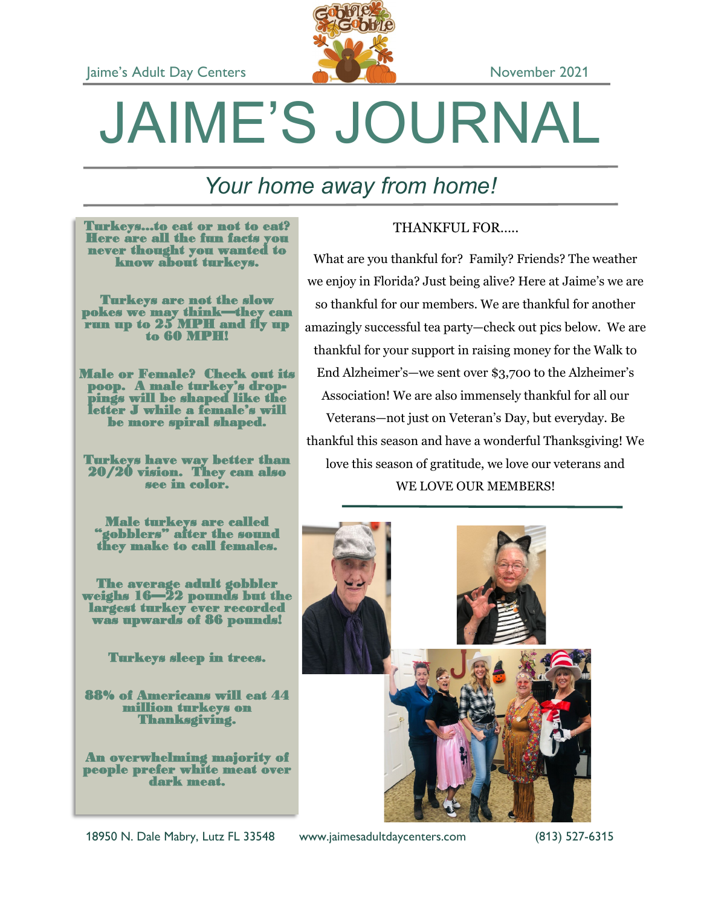Jaime's Adult Day Centers — November 2021

# JAIME'S JOURNAL

## *Your home away from home!*

**Turkeys...to eat or not to eat? Here are all the fun facts you never thought you wanted to know about turkeys.**

**Turkeys are not the slow pokes we may think—they can run up to 25 MPH and fly up to 60 MPH!**

**Male or Female? Check out its poop. A male turkey's droppings will be shaped like the letter J while a female's will be more spiral shaped.**

**Turkeys have way better than 20/20 vision. They can also see in color.**

**Male turkeys are called "gobblers" after the sound they make to call females.**

**The average adult gobbler weighs 16—22 pounds but the largest turkey ever recorded was upwards of 86 pounds!**

**Turkeys sleep in trees.**

**88% of Americans will eat 44 million turkeys on Thanksgiving.**

**An overwhelming majority of people prefer white meat over dark meat.**

### THANKFUL FOR.....

What are you thankful for? Family? Friends? The weather we enjoy in Florida? Just being alive? Here at Jaime's we are so thankful for our members. We are thankful for another amazingly successful tea party—check out pics below. We are thankful for your support in raising money for the Walk to End Alzheimer's—we sent over $3,700 to the Alzheimer's Association! We are also immensely thankful for all our Veterans—not just on Veteran's Day, but everyday. Be thankful this season and have a wonderful Thanksgiving! We love this season of gratitude, we love our veterans and WE LOVE OUR MEMBERS!

18950 N. Dale Mabry, Lutz FL 33548 — www.jaimesadultdaycenters.com — (813) 527-6315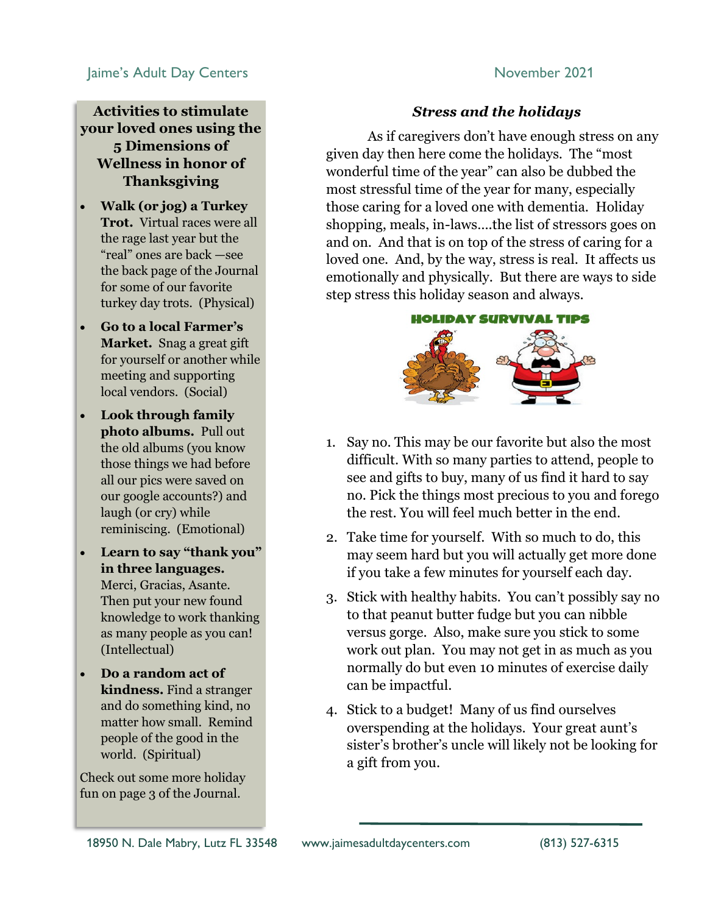## Activities to stimulate your loved ones using the 5 Dimensions of Wellness in honor of Thanksgiving

- **Walk (or jog) a Turkey Trot.** Virtual races were all the rage last year but the “real” ones are back —see the back page of the Journal for some of our favorite turkey day trots. (Physical)
- **Go to a local Farmer’s Market.** Snag a great gift for yourself or another while meeting and supporting local vendors. (Social)
- **Look through family photo albums.** Pull out the old albums (you know those things we had before all our pics were saved on our google accounts?) and laugh (or cry) while reminiscing. (Emotional)
- **Learn to say “thank you” in three languages.** Merci, Gracias, Asante. Then put your new found knowledge to work thanking as many people as you can! (Intellectual)
- **Do a random act of kindness.** Find a stranger and do something kind, no matter how small. Remind people of the good in the world. (Spiritual)

Check out some more holiday fun on page 3 of the Journal.

## *Stress and the holidays*

As if caregivers don’t have enough stress on any given day then here come the holidays. The “most wonderful time of the year” can also be dubbed the most stressful time of the year for many, especially those caring for a loved one with dementia. Holiday shopping, meals, in-laws….the list of stressors goes on and on. And that is on top of the stress of caring for a loved one. And, by the way, stress is real. It affects us emotionally and physically. But there are ways to side step stress this holiday season and always.

**HOLIDAY SURVIVAL TIPS**

1. Say no. This may be our favorite but also the most difficult. With so many parties to attend, people to see and gifts to buy, many of us find it hard to say no. Pick the things most precious to you and forego the rest. You will feel much better in the end.
2. Take time for yourself. With so much to do, this may seem hard but you will actually get more done if you take a few minutes for yourself each day.
3. Stick with healthy habits. You can’t possibly say no to that peanut butter fudge but you can nibble versus gorge. Also, make sure you stick to some work out plan. You may not get in as much as you normally do but even 10 minutes of exercise daily can be impactful.
4. Stick to a budget! Many of us find ourselves overspending at the holidays. Your great aunt’s sister’s brother’s uncle will likely not be looking for a gift from you.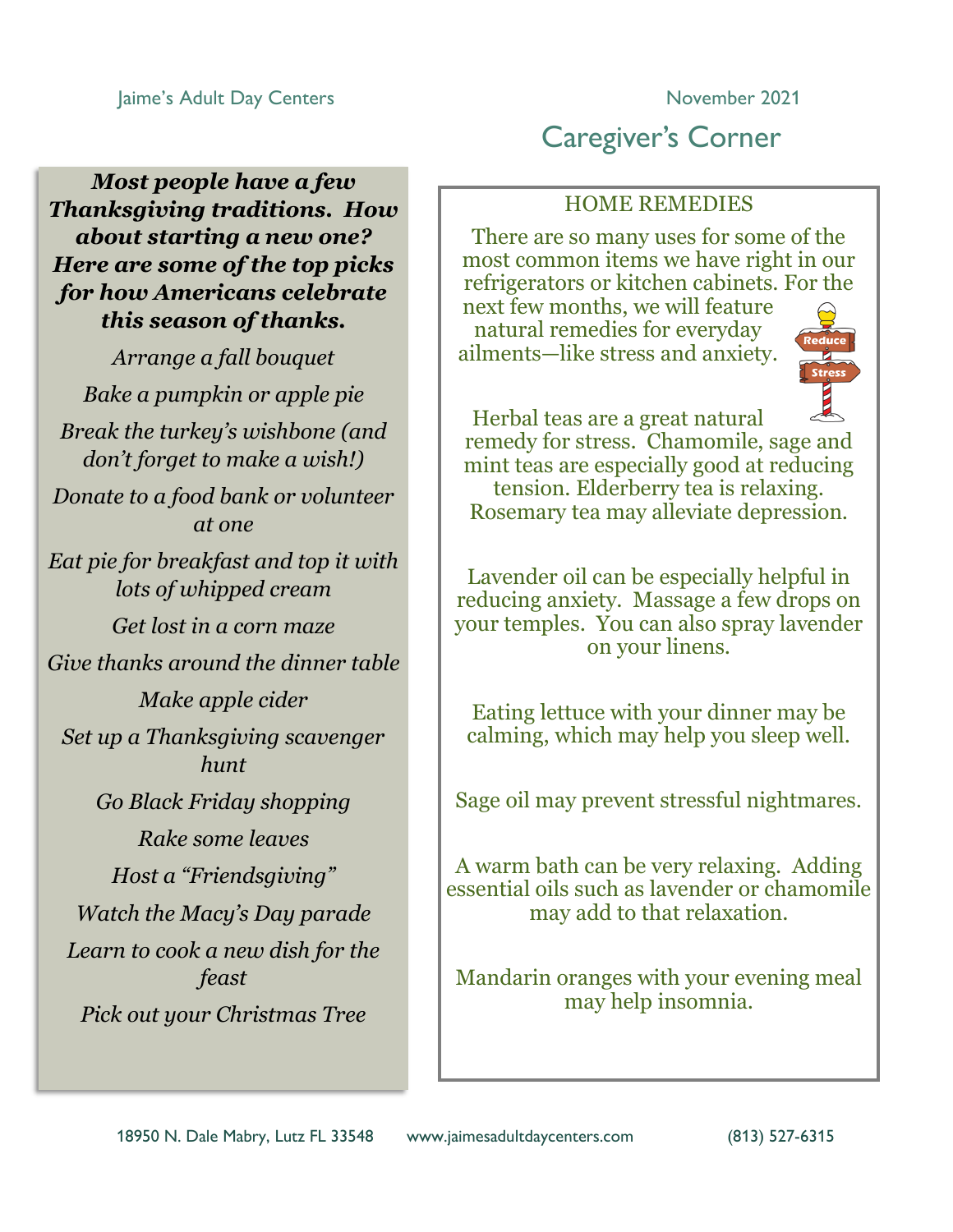Jaime's Adult Day Centers

November 2021

# Caregiver's Corner

***Most people have a few Thanksgiving traditions. How about starting a new one? Here are some of the top picks for how Americans celebrate this season of thanks.***

*Arrange a fall bouquet*

*Bake a pumpkin or apple pie*

*Break the turkey's wishbone (and don't forget to make a wish!)*

*Donate to a food bank or volunteer at one*

*Eat pie for breakfast and top it with lots of whipped cream*

*Get lost in a corn maze*

*Give thanks around the dinner table*

*Make apple cider*

*Set up a Thanksgiving scavenger hunt*

*Go Black Friday shopping*

*Rake some leaves*

*Host a "Friendsgiving"*

*Watch the Macy's Day parade*

*Learn to cook a new dish for the feast*

*Pick out your Christmas Tree*

## HOME REMEDIES

There are so many uses for some of the most common items we have right in our refrigerators or kitchen cabinets. For the next few months, we will feature natural remedies for everyday ailments—like stress and anxiety.

Herbal teas are a great natural remedy for stress. Chamomile, sage and mint teas are especially good at reducing tension. Elderberry tea is relaxing. Rosemary tea may alleviate depression.

Lavender oil can be especially helpful in reducing anxiety. Massage a few drops on your temples. You can also spray lavender on your linens.

Eating lettuce with your dinner may be calming, which may help you sleep well.

Sage oil may prevent stressful nightmares.

A warm bath can be very relaxing. Adding essential oils such as lavender or chamomile may add to that relaxation.

Mandarin oranges with your evening meal may help insomnia.

18950 N. Dale Mabry, Lutz FL 33548 www.jaimesadultdaycenters.com (813) 527-6315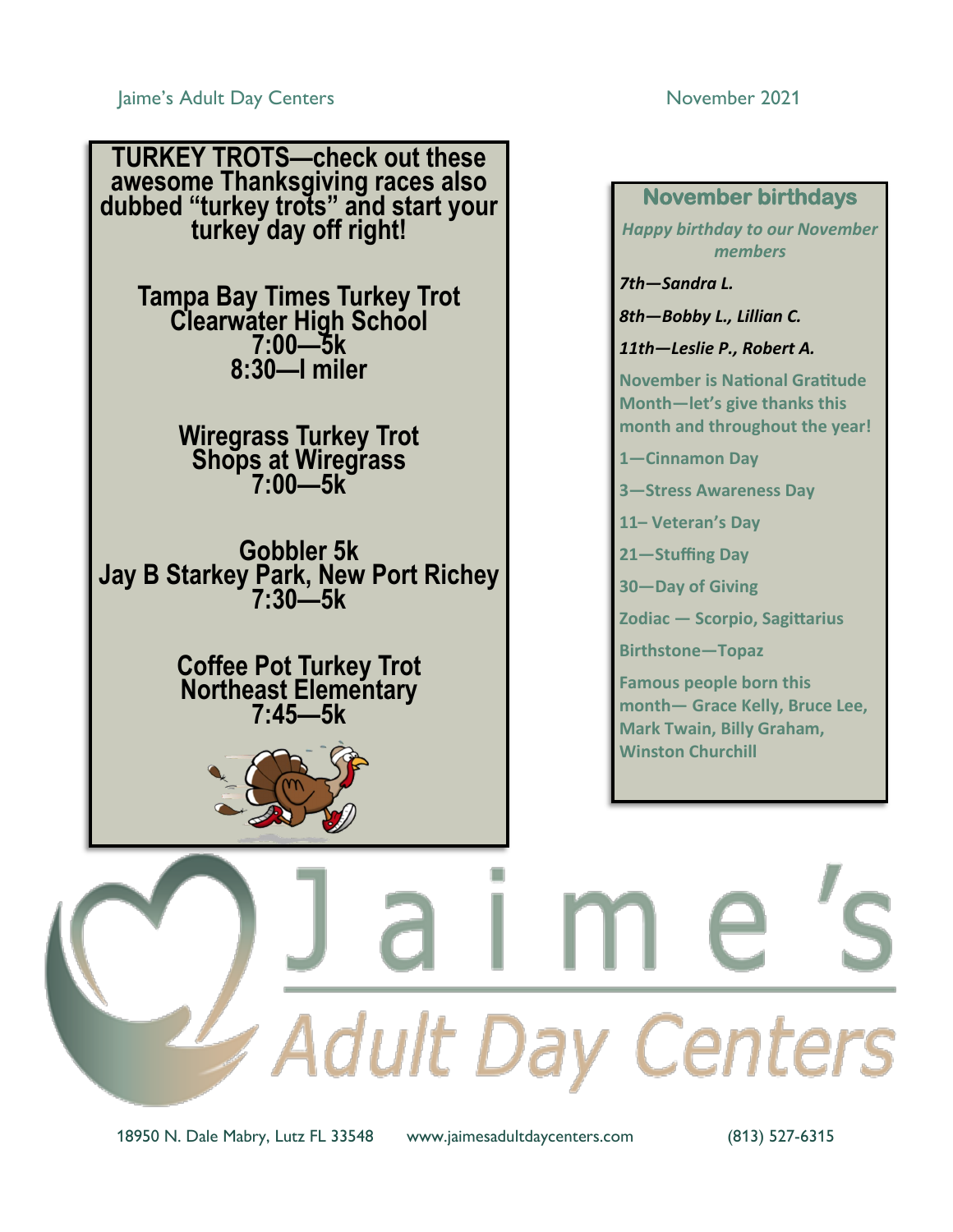Jaime's Adult Day Centers November 2021

## TURKEY TROTS—check out these awesome Thanksgiving races also dubbed "turkey trots" and start your turkey day off right!

**Tampa Bay Times Turkey Trot**
**Clearwater High School**
**7:00—5k**
**8:30—I miler**

**Wiregrass Turkey Trot**
**Shops at Wiregrass**
**7:00—5k**

**Gobbler 5k**
**Jay B Starkey Park, New Port Richey**
**7:30—5k**

**Coffee Pot Turkey Trot**
**Northeast Elementary**
**7:45—5k**

## November birthdays

***Happy birthday to our November members***

***7th—Sandra L.***

***8th—Bobby L., Lillian C.***

***11th—Leslie P., Robert A.***

**November is National Gratitude Month—let's give thanks this month and throughout the year!**

**1—Cinnamon Day**

**3—Stress Awareness Day**

**11– Veteran's Day**

**21—Stuffing Day**

**30—Day of Giving**

**Zodiac — Scorpio, Sagittarius**

**Birthstone—Topaz**

**Famous people born this month— Grace Kelly, Bruce Lee, Mark Twain, Billy Graham, Winston Churchill**

Jaime's Adult Day Centers

18950 N. Dale Mabry, Lutz FL 33548 www.jaimesadultdaycenters.com (813) 527-6315